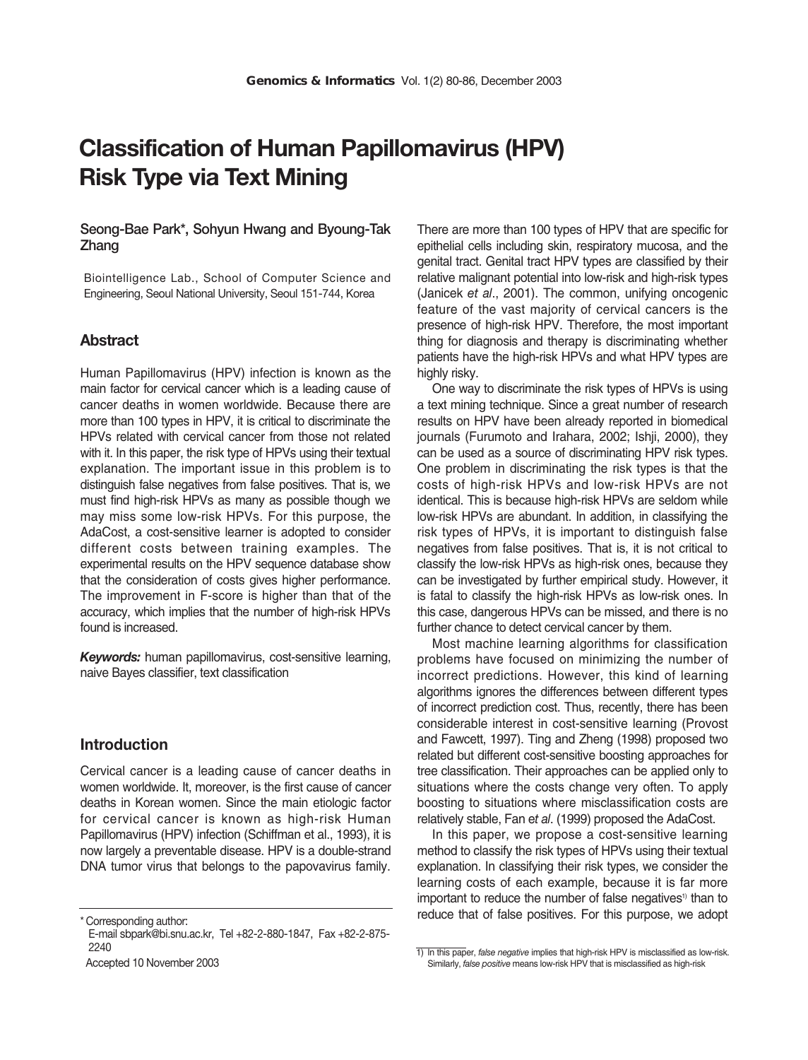# Classification of Human Papillomavirus (HPV) Risk Type via Text Mining

Seong-Bae Park*, Sohyun Hwang and Byoung-Tak Zhang

Biointelligence Lab., School of Computer Science and Engineering, Seoul National University, Seoul 151-744, Korea

## Abstract

Human Papillomavirus (HPV) infection is known as the main factor for cervical cancer which is a leading cause of cancer deaths in women worldwide. Because there are more than 100 types in HPV, it is critical to discriminate the HPVs related with cervical cancer from those not related with it. In this paper, the risk type of HPVs using their textual explanation. The important issue in this problem is to distinguish false negatives from false positives. That is, we must find high-risk HPVs as many as possible though we may miss some low-risk HPVs. For this purpose, the AdaCost, a cost-sensitive learner is adopted to consider different costs between training examples. The experimental results on the HPV sequence database show that the consideration of costs gives higher performance. The improvement in F-score is higher than that of the accuracy, which implies that the number of high-risk HPVs found is increased.

***Keywords:*** human papillomavirus, cost-sensitive learning, naive Bayes classifier, text classification

## Introduction

Cervical cancer is a leading cause of cancer deaths in women worldwide. It, moreover, is the first cause of cancer deaths in Korean women. Since the main etiologic factor for cervical cancer is known as high-risk Human Papillomavirus (HPV) infection (Schiffman et al., 1993), it is now largely a preventable disease. HPV is a double-strand DNA tumor virus that belongs to the papovavirus family. There are more than 100 types of HPV that are specific for epithelial cells including skin, respiratory mucosa, and the genital tract. Genital tract HPV types are classified by their relative malignant potential into low-risk and high-risk types (Janicek *et al*., 2001). The common, unifying oncogenic feature of the vast majority of cervical cancers is the presence of high-risk HPV. Therefore, the most important thing for diagnosis and therapy is discriminating whether patients have the high-risk HPVs and what HPV types are highly risky.

One way to discriminate the risk types of HPVs is using a text mining technique. Since a great number of research results on HPV have been already reported in biomedical journals (Furumoto and Irahara, 2002; Ishji, 2000), they can be used as a source of discriminating HPV risk types. One problem in discriminating the risk types is that the costs of high-risk HPVs and low-risk HPVs are not identical. This is because high-risk HPVs are seldom while low-risk HPVs are abundant. In addition, in classifying the risk types of HPVs, it is important to distinguish false negatives from false positives. That is, it is not critical to classify the low-risk HPVs as high-risk ones, because they can be investigated by further empirical study. However, it is fatal to classify the high-risk HPVs as low-risk ones. In this case, dangerous HPVs can be missed, and there is no further chance to detect cervical cancer by them.

Most machine learning algorithms for classification problems have focused on minimizing the number of incorrect predictions. However, this kind of learning algorithms ignores the differences between different types of incorrect prediction cost. Thus, recently, there has been considerable interest in cost-sensitive learning (Provost and Fawcett, 1997). Ting and Zheng (1998) proposed two related but different cost-sensitive boosting approaches for tree classification. Their approaches can be applied only to situations where the costs change very often. To apply boosting to situations where misclassification costs are relatively stable, Fan *et al*. (1999) proposed the AdaCost.

In this paper, we propose a cost-sensitive learning method to classify the risk types of HPVs using their textual explanation. In classifying their risk types, we consider the learning costs of each example, because it is far more important to reduce the number of false negatives[1] than to reduce that of false positives. For this purpose, we adopt

---

\* Corresponding author:
E-mail sbpark@bi.snu.ac.kr, Tel +82-2-880-1847, Fax +82-2-875-2240

Accepted 10 November 2003

[1] In this paper, *false negative* implies that high-risk HPV is misclassified as low-risk. Similarly, *false positive* means low-risk HPV that is misclassified as high-risk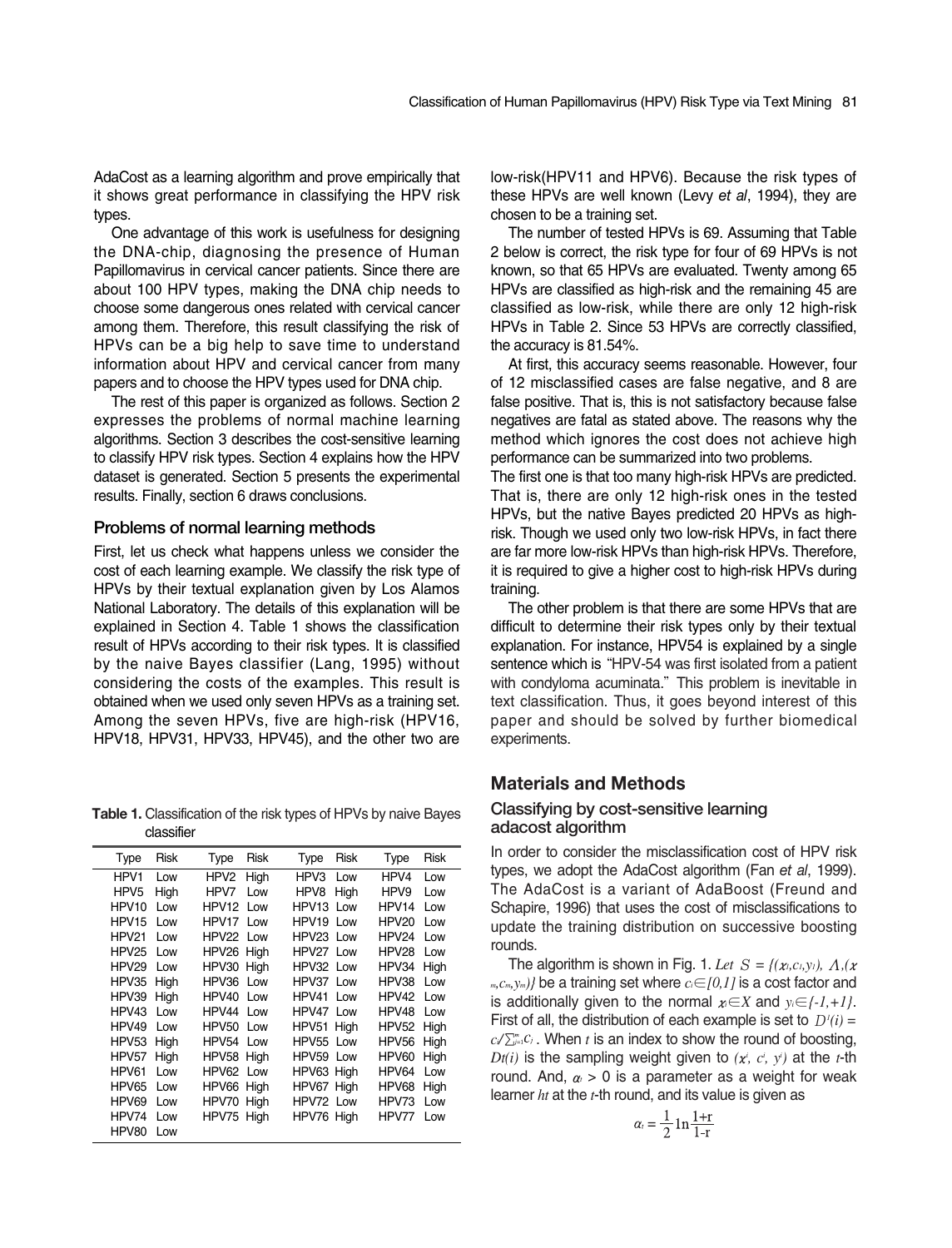AdaCost as a learning algorithm and prove empirically that it shows great performance in classifying the HPV risk types.

One advantage of this work is usefulness for designing the DNA-chip, diagnosing the presence of Human Papillomavirus in cervical cancer patients. Since there are about 100 HPV types, making the DNA chip needs to choose some dangerous ones related with cervical cancer among them. Therefore, this result classifying the risk of HPVs can be a big help to save time to understand information about HPV and cervical cancer from many papers and to choose the HPV types used for DNA chip.

The rest of this paper is organized as follows. Section 2 expresses the problems of normal machine learning algorithms. Section 3 describes the cost-sensitive learning to classify HPV risk types. Section 4 explains how the HPV dataset is generated. Section 5 presents the experimental results. Finally, section 6 draws conclusions.

### Problems of normal learning methods

First, let us check what happens unless we consider the cost of each learning example. We classify the risk type of HPVs by their textual explanation given by Los Alamos National Laboratory. The details of this explanation will be explained in Section 4. Table 1 shows the classification result of HPVs according to their risk types. It is classified by the naive Bayes classifier (Lang, 1995) without considering the costs of the examples. This result is obtained when we used only seven HPVs as a training set. Among the seven HPVs, five are high-risk (HPV16, HPV18, HPV31, HPV33, HPV45), and the other two are low-risk(HPV11 and HPV6). Because the risk types of these HPVs are well known (Levy *et al*, 1994), they are chosen to be a training set.

**Table 1.** Classification of the risk types of HPVs by naive Bayes classifier

| Type | Risk | Type | Risk | Type | Risk | Type | Risk |
|---|---|---|---|---|---|---|---|
| HPV1 | Low | HPV2 | High | HPV3 | Low | HPV4 | Low |
| HPV5 | High | HPV7 | Low | HPV8 | High | HPV9 | Low |
| HPV10 | Low | HPV12 | Low | HPV13 | Low | HPV14 | Low |
| HPV15 | Low | HPV17 | Low | HPV19 | Low | HPV20 | Low |
| HPV21 | Low | HPV22 | Low | HPV23 | Low | HPV24 | Low |
| HPV25 | Low | HPV26 | High | HPV27 | Low | HPV28 | Low |
| HPV29 | Low | HPV30 | High | HPV32 | Low | HPV34 | High |
| HPV35 | High | HPV36 | Low | HPV37 | Low | HPV38 | Low |
| HPV39 | High | HPV40 | Low | HPV41 | Low | HPV42 | Low |
| HPV43 | Low | HPV44 | Low | HPV47 | Low | HPV48 | Low |
| HPV49 | Low | HPV50 | Low | HPV51 | High | HPV52 | High |
| HPV53 | High | HPV54 | Low | HPV55 | Low | HPV56 | High |
| HPV57 | High | HPV58 | High | HPV59 | Low | HPV60 | High |
| HPV61 | Low | HPV62 | Low | HPV63 | High | HPV64 | Low |
| HPV65 | Low | HPV66 | High | HPV67 | High | HPV68 | High |
| HPV69 | Low | HPV70 | High | HPV72 | Low | HPV73 | Low |
| HPV74 | Low | HPV75 | High | HPV76 | High | HPV77 | Low |
| HPV80 | Low | | | | | | |

The number of tested HPVs is 69. Assuming that Table 2 below is correct, the risk type for four of 69 HPVs is not known, so that 65 HPVs are evaluated. Twenty among 65 HPVs are classified as high-risk and the remaining 45 are classified as low-risk, while there are only 12 high-risk HPVs in Table 2. Since 53 HPVs are correctly classified, the accuracy is 81.54%.

At first, this accuracy seems reasonable. However, four of 12 misclassified cases are false negative, and 8 are false positive. That is, this is not satisfactory because false negatives are fatal as stated above. The reasons why the method which ignores the cost does not achieve high performance can be summarized into two problems.

The first one is that too many high-risk HPVs are predicted. That is, there are only 12 high-risk ones in the tested HPVs, but the native Bayes predicted 20 HPVs as high-risk. Though we used only two low-risk HPVs, in fact there are far more low-risk HPVs than high-risk HPVs. Therefore, it is required to give a higher cost to high-risk HPVs during training.

The other problem is that there are some HPVs that are difficult to determine their risk types only by their textual explanation. For instance, HPV54 is explained by a single sentence which is "HPV-54 was first isolated from a patient with condyloma acuminata." This problem is inevitable in text classification. Thus, it goes beyond interest of this paper and should be solved by further biomedical experiments.

## Materials and Methods

### Classifying by cost-sensitive learning adacost algorithm

In order to consider the misclassification cost of HPV risk types, we adopt the AdaCost algorithm (Fan *et al*, 1999). The AdaCost is a variant of AdaBoost (Freund and Schapire, 1996) that uses the cost of misclassifications to update the training distribution on successive boosting rounds.

The algorithm is shown in Fig. 1. Let $S = \{(x_1, c_1, y_1), \Lambda, (x_m, c_m, y_m)\}$ be a training set where $c_i \in [0,1]$ is a cost factor and is additionally given to the normal $x_i \in X$ and $y_i \in \{-1,+1\}$. First of all, the distribution of each example is set to $D^1(i) = c_i / \sum_{j=1}^{m} c_j$. When $t$ is an index to show the round of boosting, $D_t(i)$ is the sampling weight given to $(x^i, c^i, y^i)$ at the $t$-th round. And, $\alpha_t > 0$ is a parameter as a weight for weak learner $h_t$ at the $t$-th round, and its value is given as

$$\alpha_t = \frac{1}{2} \ln \frac{1+r}{1-r}$$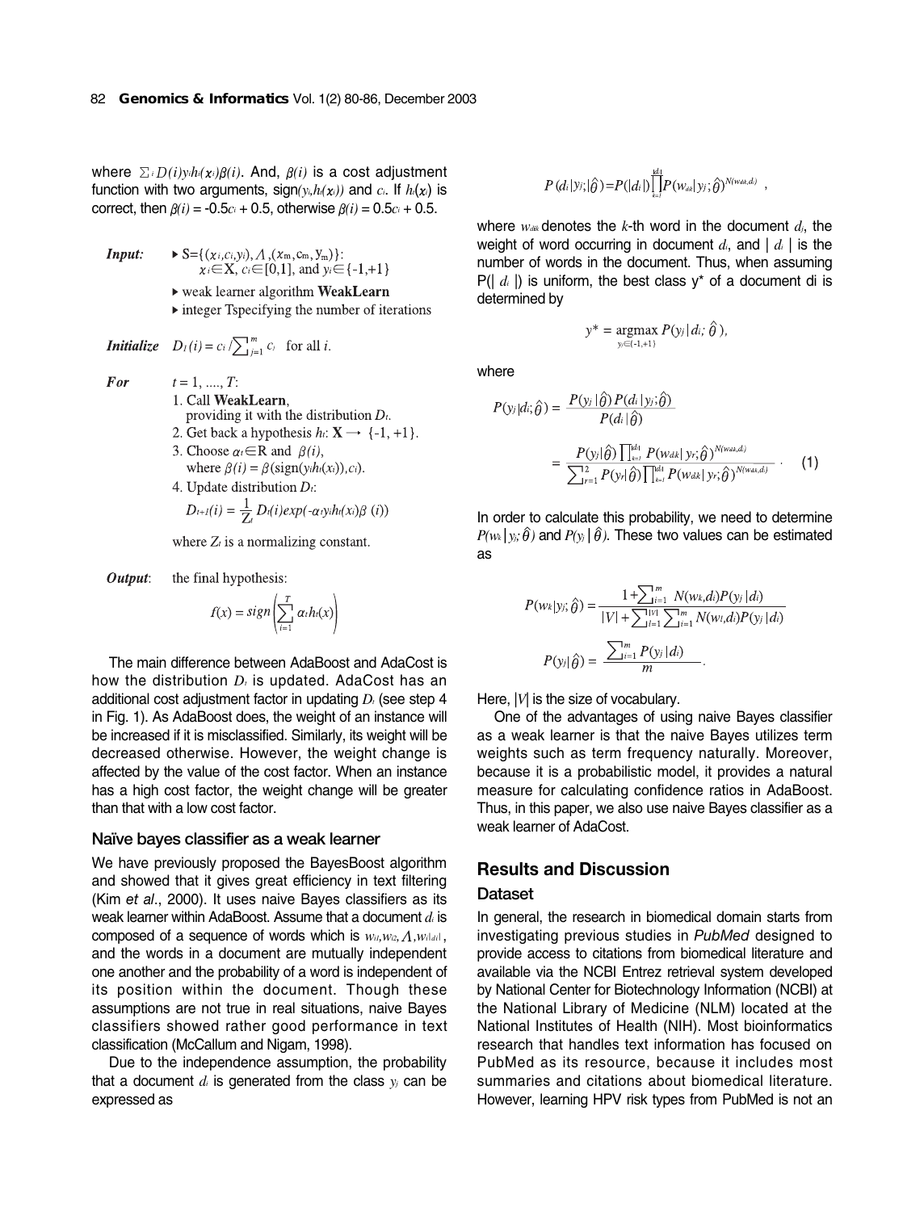where $\sum_i D(i) y_i h_t(x_i) \beta(i)$. And, $\beta(i)$ is a cost adjustment function with two arguments, sign$(y_i h_t(x_i))$ and $c_i$. If $h_t(x_i)$ is correct, then $\beta(i) = -0.5c_i + 0.5$, otherwise $\beta(i) = 0.5c_i + 0.5$.

**Input:** ▸ $S=\{(x_i, c_i, y_i), \Lambda, (x_m, c_m, y_m)\}$: $x_i \in X$, $c_i \in [0,1]$, and $y_i \in \{-1,+1\}$

▸ weak learner algorithm **WeakLearn**

▸ integer T specifying the number of iterations

**Initialize** $D_1(i) = c_i / \sum_{j=1}^{m} c_j$ for all $i$.

**For** $t = 1, ...., T$:

1. Call **WeakLearn**, providing it with the distribution $D_t$.
2. Get back a hypothesis $h_t: \mathbf{X} \rightarrow \{-1, +1\}$.
3. Choose $\alpha_t \in \mathbb{R}$ and $\beta(i)$, where $\beta(i) = \beta(\text{sign}(y_i h_t(x_i)), c_i)$.
4. Update distribution $D_t$:
   $$D_{t+1}(i) = \frac{1}{Z_t} D_t(i) \exp(-\alpha_t y_i h_t(x_i) \beta(i))$$
   where $Z_t$ is a normalizing constant.

**Output:** the final hypothesis:

$$f(x) = sign\left(\sum_{t=1}^{T} \alpha_t h_t(x)\right)$$

The main difference between AdaBoost and AdaCost is how the distribution $D_t$ is updated. AdaCost has an additional cost adjustment factor in updating $D_t$ (see step 4 in Fig. 1). As AdaBoost does, the weight of an instance will be increased if it is misclassified. Similarly, its weight will be decreased otherwise. However, the weight change is affected by the value of the cost factor. When an instance has a high cost factor, the weight change will be greater than that with a low cost factor.

### Naïve bayes classifier as a weak learner

We have previously proposed the BayesBoost algorithm and showed that it gives great efficiency in text filtering (Kim *et al*., 2000). It uses naive Bayes classifiers as its weak learner within AdaBoost. Assume that a document $d_i$ is composed of a sequence of words which is $w_{i1}, w_{i2}, \Lambda, w_{i|d_i|}$, and the words in a document are mutually independent one another and the probability of a word is independent of its position within the document. Though these assumptions are not true in real situations, naive Bayes classifiers showed rather good performance in text classification (McCallum and Nigam, 1998).

Due to the independence assumption, the probability that a document $d_i$ is generated from the class $y_j$ can be expressed as

$$P(d_i|y_j;\hat{\theta}) = P(|d_i|) \prod_{k=1}^{|d_i|} P(w_{d_ik}|y_j;\hat{\theta})^{N(w_{d_ik}, d_i)},$$

where $w_{d_ik}$ denotes the $k$-th word in the document $d_i$, the weight of word occurring in document $d_i$, and $|d_i|$ is the number of words in the document. Thus, when assuming $P(|d_i|)$ is uniform, the best class $y^*$ of a document di is determined by

$$y^* = \underset{y_j \in \{-1,+1\}}{\operatorname{argmax}} P(y_j | d_i; \hat{\theta}),$$

where

$$P(y_j|d_i;\hat{\theta}) = \frac{P(y_j|\hat{\theta}) P(d_i|y_j;\hat{\theta})}{P(d_i|\hat{\theta})}$$

$$= \frac{P(y_j|\hat{\theta}) \prod_{k=1}^{|d_i|} P(w_{d_ik}|y_j;\hat{\theta})^{N(w_{d_ik}, d_i)}}{\sum_{r=1}^{2} P(y_r|\hat{\theta}) \prod_{k=1}^{|d_i|} P(w_{d_ik}|y_r;\hat{\theta})^{N(w_{d_ik}, d_i)}}. \quad (1)$$

In order to calculate this probability, we need to determine $P(w_k|y_j;\hat{\theta})$ and $P(y_j|\hat{\theta})$. These two values can be estimated as

$$P(w_k|y_j;\hat{\theta}) = \frac{1 + \sum_{i=1}^{m} N(w_k, d_i) P(y_j|d_i)}{|V| + \sum_{l=1}^{|V|} \sum_{i=1}^{m} N(w_l, d_i) P(y_j|d_i)}$$

$$P(y_j|\hat{\theta}) = \frac{\sum_{i=1}^{m} P(y_j|d_i)}{m}.$$

Here, $|V|$ is the size of vocabulary.

One of the advantages of using naive Bayes classifier as a weak learner is that the naive Bayes utilizes term weights such as term frequency naturally. Moreover, because it is a probabilistic model, it provides a natural measure for calculating confidence ratios in AdaBoost. Thus, in this paper, we also use naive Bayes classifier as a weak learner of AdaCost.

## Results and Discussion

### Dataset

In general, the research in biomedical domain starts from investigating previous studies in *PubMed* designed to provide access to citations from biomedical literature and available via the NCBI Entrez retrieval system developed by National Center for Biotechnology Information (NCBI) at the National Library of Medicine (NLM) located at the National Institutes of Health (NIH). Most bioinformatics research that handles text information has focused on PubMed as its resource, because it includes most summaries and citations about biomedical literature. However, learning HPV risk types from PubMed is not an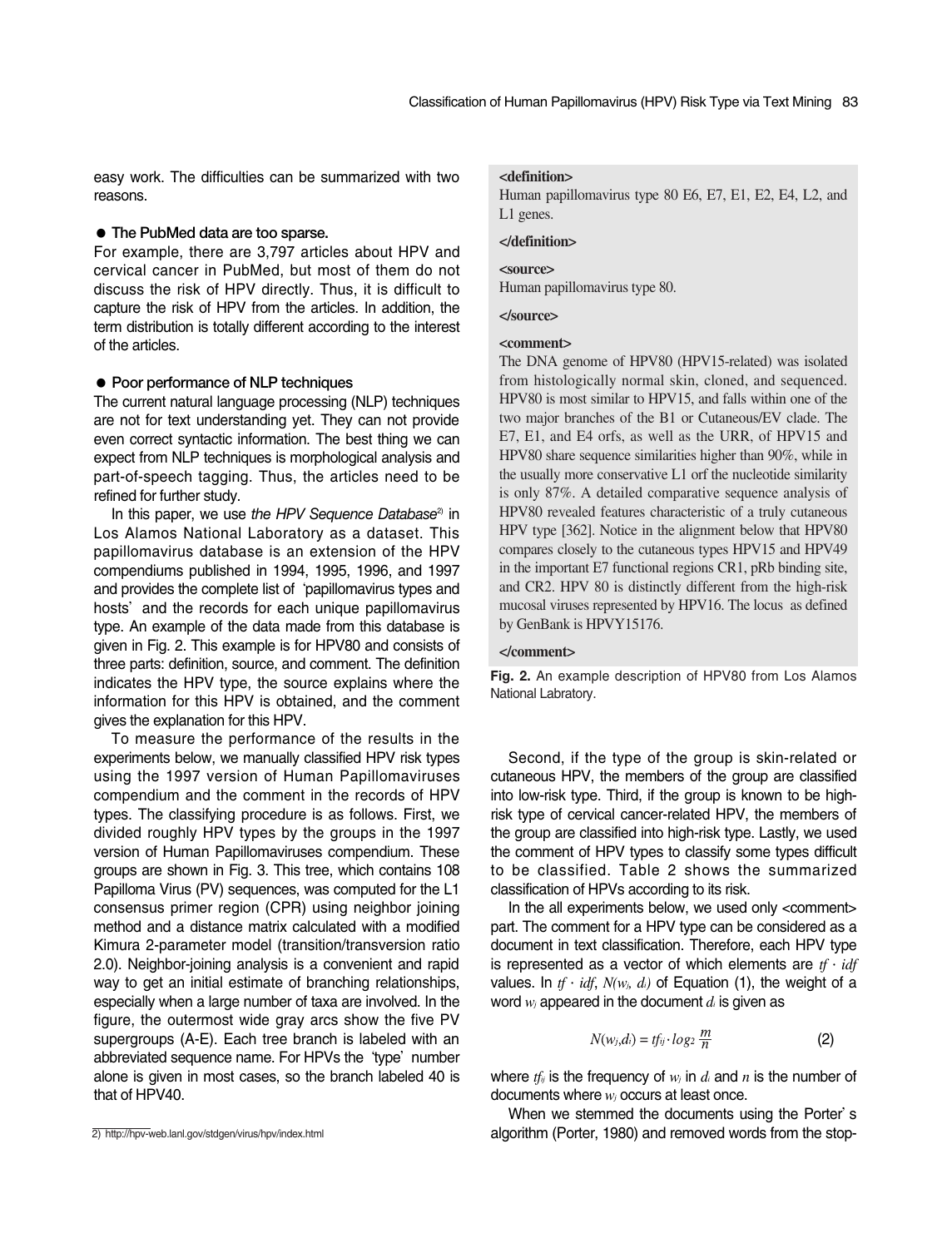easy work. The difficulties can be summarized with two reasons.

- **The PubMed data are too sparse.**

For example, there are 3,797 articles about HPV and cervical cancer in PubMed, but most of them do not discuss the risk of HPV directly. Thus, it is difficult to capture the risk of HPV from the articles. In addition, the term distribution is totally different according to the interest of the articles.

- **Poor performance of NLP techniques**

The current natural language processing (NLP) techniques are not for text understanding yet. They can not provide even correct syntactic information. The best thing we can expect from NLP techniques is morphological analysis and part-of-speech tagging. Thus, the articles need to be refined for further study.

In this paper, we use *the HPV Sequence Database*[2] in Los Alamos National Laboratory as a dataset. This papillomavirus database is an extension of the HPV compendiums published in 1994, 1995, 1996, and 1997 and provides the complete list of 'papillomavirus types and hosts' and the records for each unique papillomavirus type. An example of the data made from this database is given in Fig. 2. This example is for HPV80 and consists of three parts: definition, source, and comment. The definition indicates the HPV type, the source explains where the information for this HPV is obtained, and the comment gives the explanation for this HPV.

To measure the performance of the results in the experiments below, we manually classified HPV risk types using the 1997 version of Human Papillomaviruses compendium and the comment in the records of HPV types. The classifying procedure is as follows. First, we divided roughly HPV types by the groups in the 1997 version of Human Papillomaviruses compendium. These groups are shown in Fig. 3. This tree, which contains 108 Papilloma Virus (PV) sequences, was computed for the L1 consensus primer region (CPR) using neighbor joining method and a distance matrix calculated with a modified Kimura 2-parameter model (transition/transversion ratio 2.0). Neighbor-joining analysis is a convenient and rapid way to get an initial estimate of branching relationships, especially when a large number of taxa are involved. In the figure, the outermost wide gray arcs show the five PV supergroups (A-E). Each tree branch is labeled with an abbreviated sequence name. For HPVs the 'type' number alone is given in most cases, so the branch labeled 40 is that of HPV40.

**<definition>**

Human papillomavirus type 80 E6, E7, E1, E2, E4, L2, and L1 genes.

**</definition>**

**<source>**

Human papillomavirus type 80.

**</source>**

**<comment>**

The DNA genome of HPV80 (HPV15-related) was isolated from histologically normal skin, cloned, and sequenced. HPV80 is most similar to HPV15, and falls within one of the two major branches of the B1 or Cutaneous/EV clade. The E7, E1, and E4 orfs, as well as the URR, of HPV15 and HPV80 share sequence similarities higher than 90%, while in the usually more conservative L1 orf the nucleotide similarity is only 87%. A detailed comparative sequence analysis of HPV80 revealed features characteristic of a truly cutaneous HPV type [362]. Notice in the alignment below that HPV80 compares closely to the cutaneous types HPV15 and HPV49 in the important E7 functional regions CR1, pRb binding site, and CR2. HPV 80 is distinctly different from the high-risk mucosal viruses represented by HPV16. The locus as defined by GenBank is HPVY15176.

**</comment>**

**Fig. 2.** An example description of HPV80 from Los Alamos National Labratory.

Second, if the type of the group is skin-related or cutaneous HPV, the members of the group are classified into low-risk type. Third, if the group is known to be high-risk type of cervical cancer-related HPV, the members of the group are classified into high-risk type. Lastly, we used the comment of HPV types to classify some types difficult to be classified. Table 2 shows the summarized classification of HPVs according to its risk.

In the all experiments below, we used only <comment> part. The comment for a HPV type can be considered as a document in text classification. Therefore, each HPV type is represented as a vector of which elements are $tf \cdot idf$ values. In $tf \cdot idf$, $N(w_j, d_i)$ of Equation (1), the weight of a word $w_j$ appeared in the document $d_i$ is given as

$$N(w_j,d_i) = tf_{ij} \cdot log_2 \frac{m}{n} \qquad (2)$$

where $tf_{ij}$ is the frequency of $w_j$ in $d_i$ and $n$ is the number of documents where $w_j$ occurs at least once.

When we stemmed the documents using the Porter's algorithm (Porter, 1980) and removed words from the stop-

2) http://hpv-web.lanl.gov/stdgen/virus/hpv/index.html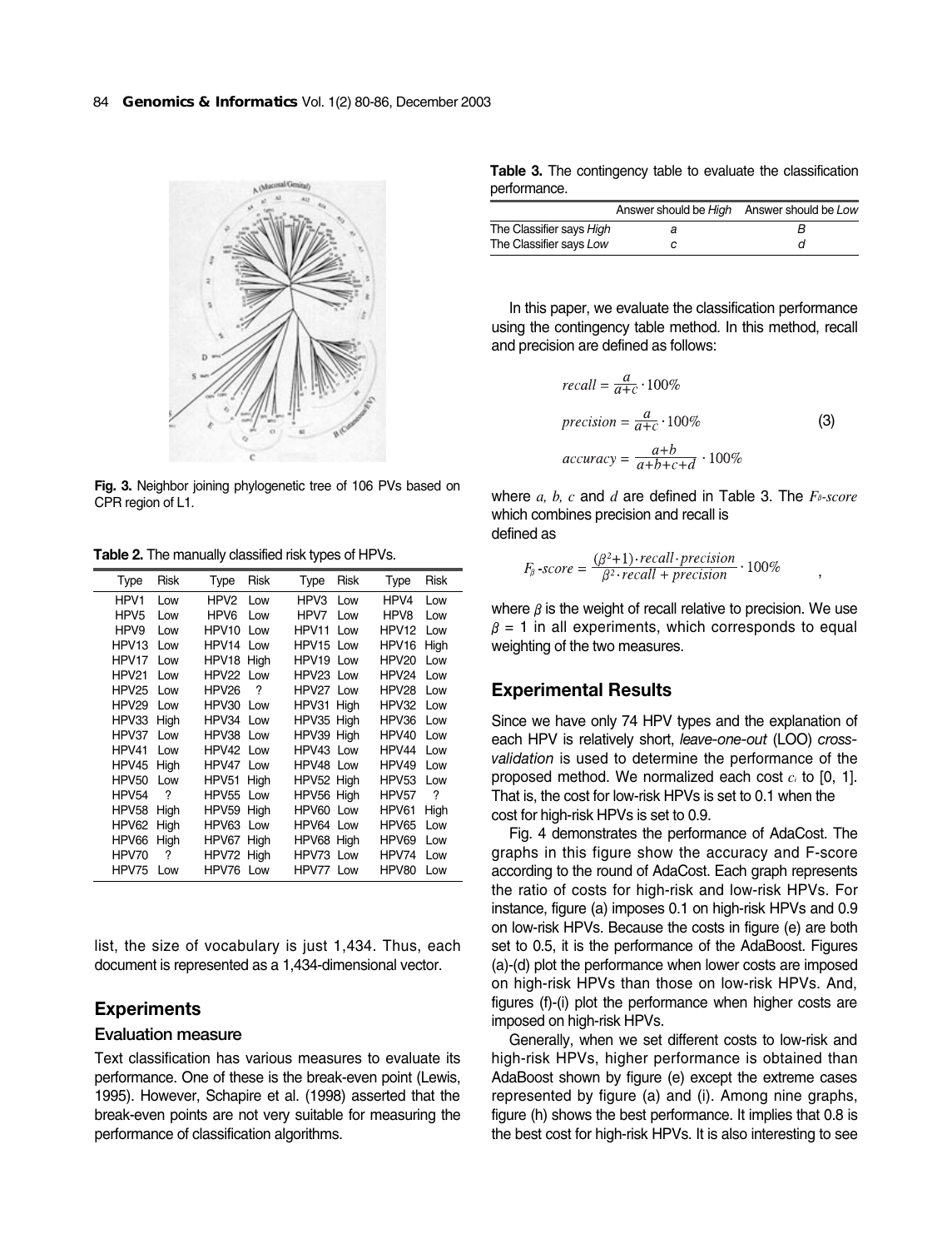Fig. 3. Neighbor joining phylogenetic tree of 106 PVs based on CPR region of L1.

**Table 2.** The manually classified risk types of HPVs.

| Type | Risk | Type | Risk | Type | Risk | Type | Risk |
|---|---|---|---|---|---|---|---|
| HPV1 | Low | HPV2 | Low | HPV3 | Low | HPV4 | Low |
| HPV5 | Low | HPV6 | Low | HPV7 | Low | HPV8 | Low |
| HPV9 | Low | HPV10 | Low | HPV11 | Low | HPV12 | Low |
| HPV13 | Low | HPV14 | Low | HPV15 | Low | HPV16 | High |
| HPV17 | Low | HPV18 | High | HPV19 | Low | HPV20 | Low |
| HPV21 | Low | HPV22 | Low | HPV23 | Low | HPV24 | Low |
| HPV25 | Low | HPV26 | ? | HPV27 | Low | HPV28 | Low |
| HPV29 | Low | HPV30 | Low | HPV31 | High | HPV32 | Low |
| HPV33 | High | HPV34 | Low | HPV35 | High | HPV36 | Low |
| HPV37 | Low | HPV38 | Low | HPV39 | High | HPV40 | Low |
| HPV41 | Low | HPV42 | Low | HPV43 | Low | HPV44 | Low |
| HPV45 | High | HPV47 | Low | HPV48 | Low | HPV49 | Low |
| HPV50 | Low | HPV51 | High | HPV52 | High | HPV53 | Low |
| HPV54 | ? | HPV55 | Low | HPV56 | High | HPV57 | ? |
| HPV58 | High | HPV59 | High | HPV60 | Low | HPV61 | High |
| HPV62 | High | HPV63 | Low | HPV64 | Low | HPV65 | Low |
| HPV66 | High | HPV67 | High | HPV68 | High | HPV69 | Low |
| HPV70 | ? | HPV72 | High | HPV73 | Low | HPV74 | Low |
| HPV75 | Low | HPV76 | Low | HPV77 | Low | HPV80 | Low |

list, the size of vocabulary is just 1,434. Thus, each document is represented as a 1,434-dimensional vector.

## Experiments

### Evaluation measure

Text classification has various measures to evaluate its performance. One of these is the break-even point (Lewis, 1995). However, Schapire et al. (1998) asserted that the break-even points are not very suitable for measuring the performance of classification algorithms.

**Table 3.** The contingency table to evaluate the classification performance.

| | Answer should be *High* | Answer should be *Low* |
|---|---|---|
| The Classifier says *High* | *a* | *B* |
| The Classifier says *Low* | *c* | *d* |

In this paper, we evaluate the classification performance using the contingency table method. In this method, recall and precision are defined as follows:

$$recall = \frac{a}{a+c} \cdot 100\%$$

$$precision = \frac{a}{a+c} \cdot 100\% \qquad (3)$$

$$accuracy = \frac{a+b}{a+b+c+d} \cdot 100\%$$

where $a$, $b$, $c$ and $d$ are defined in Table 3. The $F_\beta$-*score* which combines precision and recall is defined as

$$F_\beta\text{-}score = \frac{(\beta^2+1) \cdot recall \cdot precision}{\beta^2 \cdot recall + precision} \cdot 100\%$$

where $\beta$ is the weight of recall relative to precision. We use $\beta = 1$ in all experiments, which corresponds to equal weighting of the two measures.

## Experimental Results

Since we have only 74 HPV types and the explanation of each HPV is relatively short, *leave-one-out* (LOO) *cross-validation* is used to determine the performance of the proposed method. We normalized each cost $c_i$ to [0, 1]. That is, the cost for low-risk HPVs is set to 0.1 when the cost for high-risk HPVs is set to 0.9.

Fig. 4 demonstrates the performance of AdaCost. The graphs in this figure show the accuracy and F-score according to the round of AdaCost. Each graph represents the ratio of costs for high-risk and low-risk HPVs. For instance, figure (a) imposes 0.1 on high-risk HPVs and 0.9 on low-risk HPVs. Because the costs in figure (e) are both set to 0.5, it is the performance of the AdaBoost. Figures (a)-(d) plot the performance when lower costs are imposed on high-risk HPVs than those on low-risk HPVs. And, figures (f)-(i) plot the performance when higher costs are imposed on high-risk HPVs.

Generally, when we set different costs to low-risk and high-risk HPVs, higher performance is obtained than AdaBoost shown by figure (e) except the extreme cases represented by figure (a) and (i). Among nine graphs, figure (h) shows the best performance. It implies that 0.8 is the best cost for high-risk HPVs. It is also interesting to see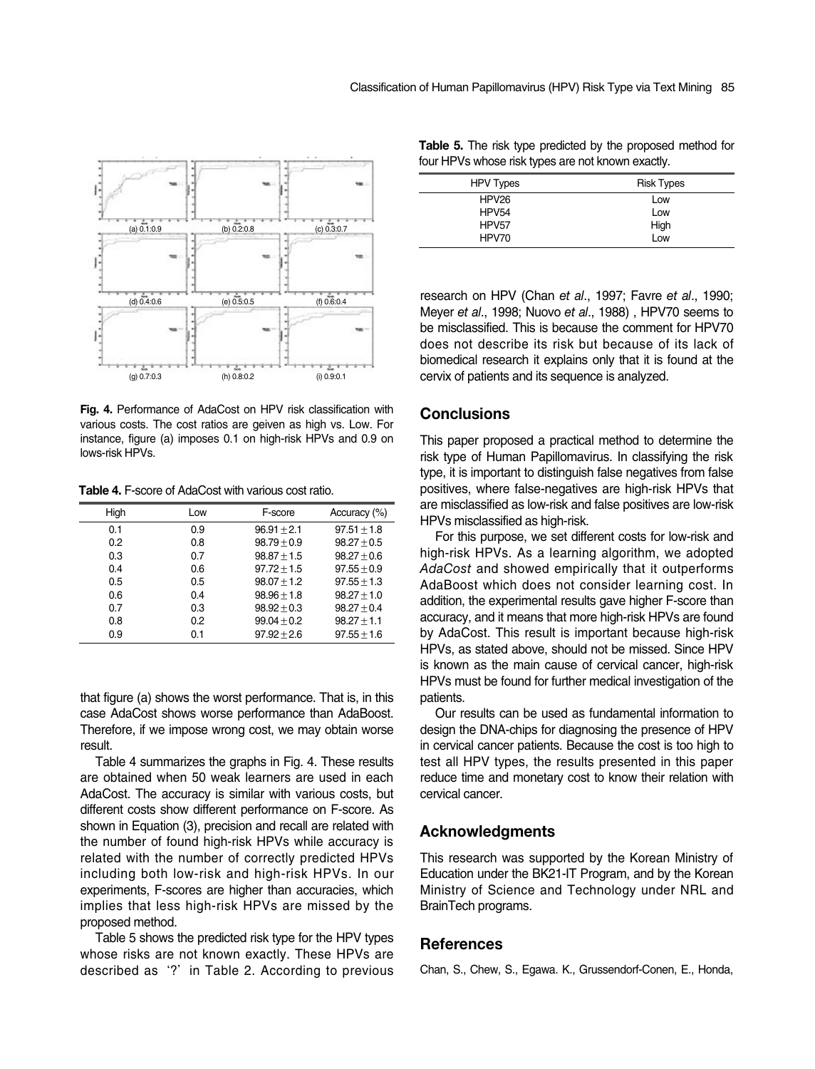**Fig. 4.** Performance of AdaCost on HPV risk classification with various costs. The cost ratios are geiven as high vs. Low. For instance, figure (a) imposes 0.1 on high-risk HPVs and 0.9 on lows-risk HPVs.

**Table 4.** F-score of AdaCost with various cost ratio.

| High | Low | F-score | Accuracy (%) |
|---|---|---|---|
| 0.1 | 0.9 | $96.91 \pm 2.1$ | $97.51 \pm 1.8$ |
| 0.2 | 0.8 | $98.79 \pm 0.9$ | $98.27 \pm 0.5$ |
| 0.3 | 0.7 | $98.87 \pm 1.5$ | $98.27 \pm 0.6$ |
| 0.4 | 0.6 | $97.72 \pm 1.5$ | $97.55 \pm 0.9$ |
| 0.5 | 0.5 | $98.07 \pm 1.2$ | $97.55 \pm 1.3$ |
| 0.6 | 0.4 | $98.96 \pm 1.8$ | $98.27 \pm 1.0$ |
| 0.7 | 0.3 | $98.92 \pm 0.3$ | $98.27 \pm 0.4$ |
| 0.8 | 0.2 | $99.04 \pm 0.2$ | $98.27 \pm 1.1$ |
| 0.9 | 0.1 | $97.92 \pm 2.6$ | $97.55 \pm 1.6$ |

that figure (a) shows the worst performance. That is, in this case AdaCost shows worse performance than AdaBoost. Therefore, if we impose wrong cost, we may obtain worse result.

Table 4 summarizes the graphs in Fig. 4. These results are obtained when 50 weak learners are used in each AdaCost. The accuracy is similar with various costs, but different costs show different performance on F-score. As shown in Equation (3), precision and recall are related with the number of found high-risk HPVs while accuracy is related with the number of correctly predicted HPVs including both low-risk and high-risk HPVs. In our experiments, F-scores are higher than accuracies, which implies that less high-risk HPVs are missed by the proposed method.

Table 5 shows the predicted risk type for the HPV types whose risks are not known exactly. These HPVs are described as '?' in Table 2. According to previous research on HPV (Chan *et al*., 1997; Favre *et al*., 1990; Meyer *et al*., 1998; Nuovo *et al*., 1988) , HPV70 seems to be misclassified. This is because the comment for HPV70 does not describe its risk but because of its lack of biomedical research it explains only that it is found at the cervix of patients and its sequence is analyzed.

**Table 5.** The risk type predicted by the proposed method for four HPVs whose risk types are not known exactly.

| HPV Types | Risk Types |
|---|---|
| HPV26 | Low |
| HPV54 | Low |
| HPV57 | High |
| HPV70 | Low |

## Conclusions

This paper proposed a practical method to determine the risk type of Human Papillomavirus. In classifying the risk type, it is important to distinguish false negatives from false positives, where false-negatives are high-risk HPVs that are misclassified as low-risk and false positives are low-risk HPVs misclassified as high-risk.

For this purpose, we set different costs for low-risk and high-risk HPVs. As a learning algorithm, we adopted *AdaCost* and showed empirically that it outperforms AdaBoost which does not consider learning cost. In addition, the experimental results gave higher F-score than accuracy, and it means that more high-risk HPVs are found by AdaCost. This result is important because high-risk HPVs, as stated above, should not be missed. Since HPV is known as the main cause of cervical cancer, high-risk HPVs must be found for further medical investigation of the patients.

Our results can be used as fundamental information to design the DNA-chips for diagnosing the presence of HPV in cervical cancer patients. Because the cost is too high to test all HPV types, the results presented in this paper reduce time and monetary cost to know their relation with cervical cancer.

## Acknowledgments

This research was supported by the Korean Ministry of Education under the BK21-IT Program, and by the Korean Ministry of Science and Technology under NRL and BrainTech programs.

## References

Chan, S., Chew, S., Egawa. K., Grussendorf-Conen, E., Honda,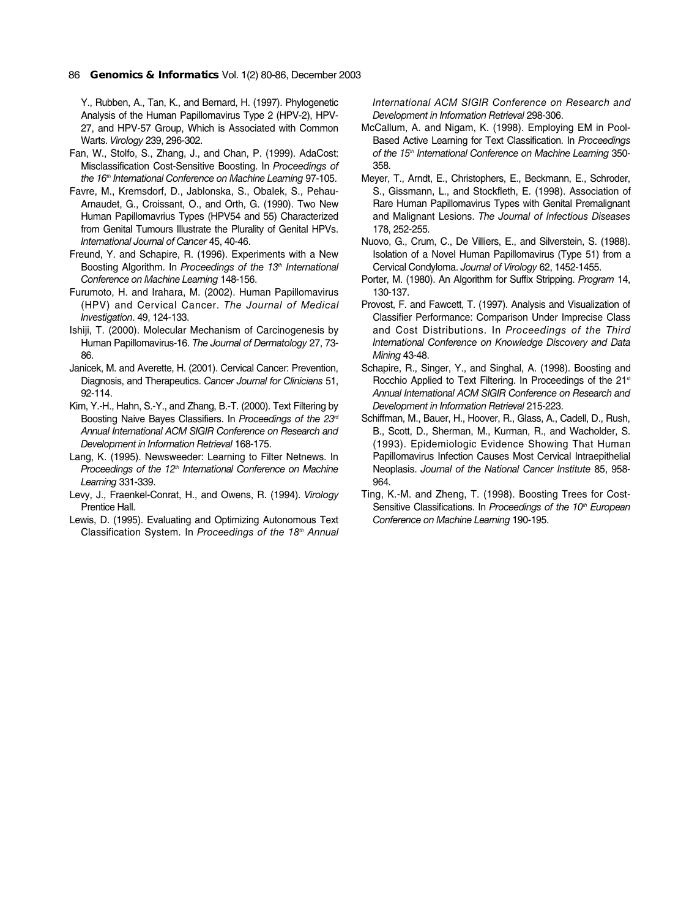Y., Rubben, A., Tan, K., and Bernard, H. (1997). Phylogenetic Analysis of the Human Papillomavirus Type 2 (HPV-2), HPV-27, and HPV-57 Group, Which is Associated with Common Warts. *Virology* 239, 296-302.

Fan, W., Stolfo, S., Zhang, J., and Chan, P. (1999). AdaCost: Misclassification Cost-Sensitive Boosting. In *Proceedings of the 16th International Conference on Machine Learning* 97-105.

Favre, M., Kremsdorf, D., Jablonska, S., Obalek, S., Pehau-Arnaudet, G., Croissant, O., and Orth, G. (1990). Two New Human Papillomavrius Types (HPV54 and 55) Characterized from Genital Tumours Illustrate the Plurality of Genital HPVs. *International Journal of Cancer* 45, 40-46.

Freund, Y. and Schapire, R. (1996). Experiments with a New Boosting Algorithm. In *Proceedings of the 13th International Conference on Machine Learning* 148-156.

Furumoto, H. and Irahara, M. (2002). Human Papillomavirus (HPV) and Cervical Cancer. *The Journal of Medical Investigation*. 49, 124-133.

Ishiji, T. (2000). Molecular Mechanism of Carcinogenesis by Human Papillomavirus-16. *The Journal of Dermatology* 27, 73-86.

Janicek, M. and Averette, H. (2001). Cervical Cancer: Prevention, Diagnosis, and Therapeutics. *Cancer Journal for Clinicians* 51, 92-114.

Kim, Y.-H., Hahn, S.-Y., and Zhang, B.-T. (2000). Text Filtering by Boosting Naive Bayes Classifiers. In *Proceedings of the 23rd Annual International ACM SIGIR Conference on Research and Development in Information Retrieval* 168-175.

Lang, K. (1995). Newsweeder: Learning to Filter Netnews. In *Proceedings of the 12th International Conference on Machine Learning* 331-339.

Levy, J., Fraenkel-Conrat, H., and Owens, R. (1994). *Virology* Prentice Hall.

Lewis, D. (1995). Evaluating and Optimizing Autonomous Text Classification System. In *Proceedings of the 18th Annual International ACM SIGIR Conference on Research and Development in Information Retrieval* 298-306.

McCallum, A. and Nigam, K. (1998). Employing EM in Pool-Based Active Learning for Text Classification. In *Proceedings of the 15th International Conference on Machine Learning* 350-358.

Meyer, T., Arndt, E., Christophers, E., Beckmann, E., Schroder, S., Gissmann, L., and Stockfleth, E. (1998). Association of Rare Human Papillomavirus Types with Genital Premalignant and Malignant Lesions. *The Journal of Infectious Diseases* 178, 252-255.

Nuovo, G., Crum, C., De Villiers, E., and Silverstein, S. (1988). Isolation of a Novel Human Papillomavirus (Type 51) from a Cervical Condyloma. *Journal of Virology* 62, 1452-1455.

Porter, M. (1980). An Algorithm for Suffix Stripping. *Program* 14, 130-137.

Provost, F. and Fawcett, T. (1997). Analysis and Visualization of Classifier Performance: Comparison Under Imprecise Class and Cost Distributions. In *Proceedings of the Third International Conference on Knowledge Discovery and Data Mining* 43-48.

Schapire, R., Singer, Y., and Singhal, A. (1998). Boosting and Rocchio Applied to Text Filtering. In Proceedings of the 21st *Annual International ACM SIGIR Conference on Research and Development in Information Retrieval* 215-223.

Schiffman, M., Bauer, H., Hoover, R., Glass, A., Cadell, D., Rush, B., Scott, D., Sherman, M., Kurman, R., and Wacholder, S. (1993). Epidemiologic Evidence Showing That Human Papillomavirus Infection Causes Most Cervical Intraepithelial Neoplasis. *Journal of the National Cancer Institute* 85, 958-964.

Ting, K.-M. and Zheng, T. (1998). Boosting Trees for Cost-Sensitive Classifications. In *Proceedings of the 10th European Conference on Machine Learning* 190-195.